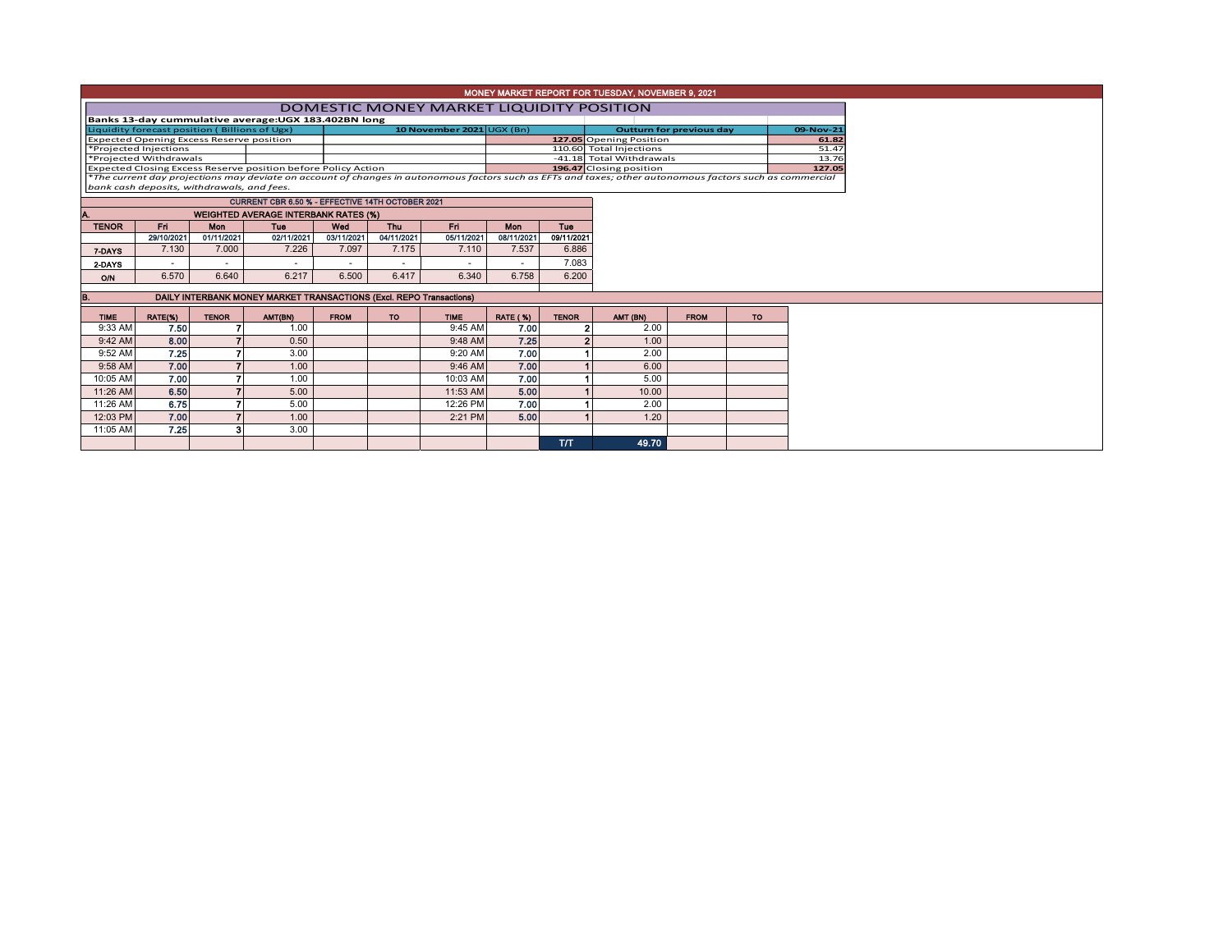# MONEY MARKET REPORT FOR TUESDAY, NOVEMBER 9, 2021

## DOMESTIC MONEY MARKET LIQUIDITY POSITION

**Banks 13-day cummulative average:UGX 183.402BN long**

| Liquidity forecast position ( Billions of Ugx) | 10 November 2021 | UGX (Bn) | Outturn for previous day | 09-Nov-21 |
|---|---|---|---|---|
| Expected Opening Excess Reserve position | | 127.05 | Opening Position | 61.82 |
| *Projected Injections | | 110.60 | Total Injections | 51.47 |
| *Projected Withdrawals | | -41.18 | Total Withdrawals | 13.76 |
| Expected Closing Excess Reserve position before Policy Action | | 196.47 | Closing position | 127.05 |

*The current day projections may deviate on account of changes in autonomous factors such as EFTs and taxes; other autonomous factors such as commercial bank cash deposits, withdrawals, and fees.*

**CURRENT CBR 6.50 % - EFFECTIVE 14TH OCTOBER 2021**

### A. WEIGHTED AVERAGE INTERBANK RATES (%)

| TENOR | Fri | Mon | Tue | Wed | Thu | Fri | Mon | Tue |
|---|---|---|---|---|---|---|---|---|
| | 29/10/2021 | 01/11/2021 | 02/11/2021 | 03/11/2021 | 04/11/2021 | 05/11/2021 | 08/11/2021 | 09/11/2021 |
| 7-DAYS | 7.130 | 7.000 | 7.226 | 7.097 | 7.175 | 7.110 | 7.537 | 6.886 |
| 2-DAYS | - | - | - | - | - | - | - | 7.083 |
| O/N | 6.570 | 6.640 | 6.217 | 6.500 | 6.417 | 6.340 | 6.758 | 6.200 |

### B. DAILY INTERBANK MONEY MARKET TRANSACTIONS (Excl. REPO Transactions)

| TIME | RATE(%) | TENOR | AMT(BN) | FROM | TO | TIME | RATE ( %) | TENOR | AMT (BN) | FROM | TO |
|---|---|---|---|---|---|---|---|---|---|---|---|
| 9:33 AM | 7.50 | 7 | 1.00 | | | 9:45 AM | 7.00 | 2 | 2.00 | | |
| 9:42 AM | 8.00 | 7 | 0.50 | | | 9:48 AM | 7.25 | 2 | 1.00 | | |
| 9:52 AM | 7.25 | 7 | 3.00 | | | 9:20 AM | 7.00 | 1 | 2.00 | | |
| 9:58 AM | 7.00 | 7 | 1.00 | | | 9:46 AM | 7.00 | 1 | 6.00 | | |
| 10:05 AM | 7.00 | 7 | 1.00 | | | 10:03 AM | 7.00 | 1 | 5.00 | | |
| 11:26 AM | 6.50 | 7 | 5.00 | | | 11:53 AM | 5.00 | 1 | 10.00 | | |
| 11:26 AM | 6.75 | 7 | 5.00 | | | 12:26 PM | 7.00 | 1 | 2.00 | | |
| 12:03 PM | 7.00 | 7 | 1.00 | | | 2:21 PM | 5.00 | 1 | 1.20 | | |
| 11:05 AM | 7.25 | 3 | 3.00 | | | | | | | | |
| | | | | | | | | T/T | 49.70 | | |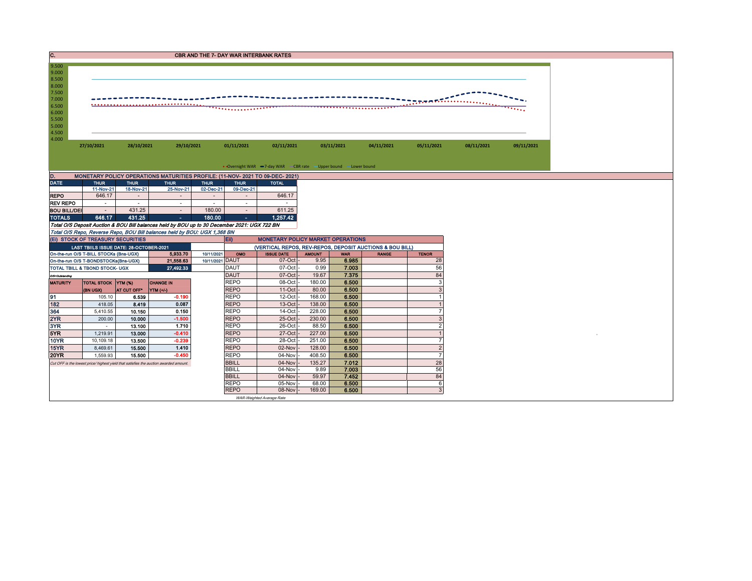## C. CBR AND THE 7- DAY WAR INTERBANK RATES

9.500
9.000
8.500
8.000
7.500
7.000
6.500
6.000
5.500
5.000
4.500
4.000

27/10/2021 28/10/2021 29/10/2021 01/11/2021 02/11/2021 03/11/2021 04/11/2021 05/11/2021 08/11/2021 09/11/2021

Overnight WAR — 7-day WAR — CBR rate — Upper bound — Lower bound

## D. MONETARY POLICY OPERATIONS MATURITIES PROFILE: (11-NOV- 2021 TO 09-DEC- 2021)

| DATE | THUR | THUR | THUR | THUR | THUR | TOTAL |
|---|---|---|---|---|---|---|
| | 11-Nov-21 | 18-Nov-21 | 25-Nov-21 | 02-Dec-21 | 09-Dec-21 | |
| REPO | 646.17 | - | - | - | - | 646.17 |
| REV REPO | - | - | - | - | - | - |
| BOU BILL/DEP | - | 431.25 | - | 180.00 | - | 611.25 |
| TOTALS | 646.17 | 431.25 | - | 180.00 | - | 1,257.42 |

*Total O/S Deposit Auction & BOU Bill balances held by BOU up to 30 December 2021: UGX 722 BN*

*Total O/S Repo, Reverse Repo, BOU Bill balances held by BOU: UGX 1,368 BN*

## (EI) STOCK OF TREASURY SECURITIES

| LAST TBIILS ISSUE DATE: 28-OCTOBER-2021 | | |
|---|---|---|
| On-the-run O/S T-BILL STOCKs (Bns-UGX) | 5,933.70 | 10/11/2021 |
| On-the-run O/S T-BONDSTOCKs(Bns-UGX) | 21,558.63 | 10/11/2021 |
| TOTAL TBILL & TBOND STOCK- UGX | 27,492.33 | |

O/S=Outstanding

| MATURITY | TOTAL STOCK (BN UGX) | YTM (%) AT CUT OFF* | CHANGE IN YTM (+/-) |
|---|---|---|---|
| 91 | 105.10 | 6.539 | -0.190 |
| 182 | 418.05 | 8.419 | 0.087 |
| 364 | 5,410.55 | 10.150 | 0.150 |
| 2YR | 200.00 | 10.000 | -1.500 |
| 3YR | - | 13.100 | 1.710 |
| 5YR | 1,219.91 | 13.000 | -0.410 |
| 10YR | 10,109.18 | 13.500 | -0.239 |
| 15YR | 8,469.61 | 15.500 | 1.410 |
| 20YR | 1,559.93 | 15.500 | -0.450 |

*Cut OFF is the lowest price/ highest yield that satisfies the auction awarded amount.*

## Eii) MONETARY POLICY MARKET OPERATIONS

(VERTICAL REPOS, REV-REPOS, DEPOSIT AUCTIONS & BOU BILL)

| OMO | ISSUE DATE | AMOUNT | WAR | RANGE | TENOR |
|---|---|---|---|---|---|
| DAUT | 07-Oct | 9.95 | 6.985 | | 28 |
| DAUT | 07-Oct | 0.99 | 7.003 | | 56 |
| DAUT | 07-Oct | 19.67 | 7.375 | | 84 |
| REPO | 08-Oct | 180.00 | 6.500 | | 3 |
| REPO | 11-Oct | 80.00 | 6.500 | | 3 |
| REPO | 12-Oct | 168.00 | 6.500 | | 1 |
| REPO | 13-Oct | 138.00 | 6.500 | | 1 |
| REPO | 14-Oct | 228.00 | 6.500 | | 7 |
| REPO | 25-Oct | 230.00 | 6.500 | | 3 |
| REPO | 26-Oct | 88.50 | 6.500 | | 2 |
| REPO | 27-Oct | 227.00 | 6.500 | | 1 |
| REPO | 28-Oct | 251.00 | 6.500 | | 7 |
| REPO | 02-Nov | 128.00 | 6.500 | | 2 |
| REPO | 04-Nov | 408.50 | 6.500 | | 7 |
| BBILL | 04-Nov | 135.27 | 7.012 | | 28 |
| BBILL | 04-Nov | 9.89 | 7.003 | | 56 |
| BBILL | 04-Nov | 59.97 | 7.452 | | 84 |
| REPO | 05-Nov | 68.00 | 6.500 | | 6 |
| REPO | 08-Nov | 169.00 | 6.500 | | 3 |

*WAR-Weighted Average Rate*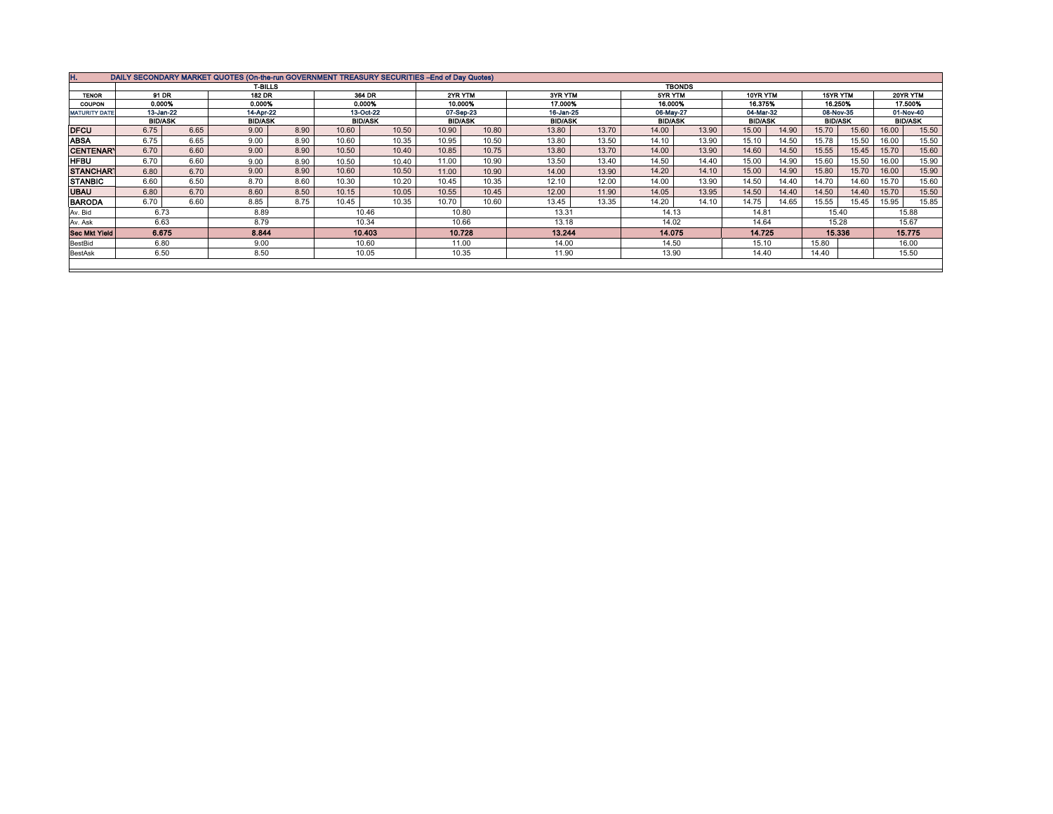## H. DAILY SECONDARY MARKET QUOTES (On-the-run GOVERNMENT TREASURY SECURITIES –End of Day Quotes)

| | T-BILLS | | | | | | TBONDS | | | | | | | | | | | |
|---|---|---|---|---|---|---|---|---|---|---|---|---|---|---|---|---|---|---|
| TENOR | 91 DR | | 182 DR | | 364 DR | | 2YR YTM | | 3YR YTM | | 5YR YTM | | 10YR YTM | | 15YR YTM | | 20YR YTM | |
| COUPON | 0.000% | | 0.000% | | 0.000% | | 10.000% | | 17.000% | | 16.000% | | 16.375% | | 16.250% | | 17.500% | |
| MATURITY DATE | 13-Jan-22 | | 14-Apr-22 | | 13-Oct-22 | | 07-Sep-23 | | 16-Jan-25 | | 06-May-27 | | 04-Mar-32 | | 08-Nov-35 | | 01-Nov-40 | |
| | BID/ASK | | BID/ASK | | BID/ASK | | BID/ASK | | BID/ASK | | BID/ASK | | BID/ASK | | BID/ASK | | BID/ASK | |
| **DFCU** | 6.75 | 6.65 | 9.00 | 8.90 | 10.60 | 10.50 | 10.90 | 10.80 | 13.80 | 13.70 | 14.00 | 13.90 | 15.00 | 14.90 | 15.70 | 15.60 | 16.00 | 15.50 |
| **ABSA** | 6.75 | 6.65 | 9.00 | 8.90 | 10.60 | 10.35 | 10.95 | 10.50 | 13.80 | 13.50 | 14.10 | 13.90 | 15.10 | 14.50 | 15.78 | 15.50 | 16.00 | 15.50 |
| **CENTENARY** | 6.70 | 6.60 | 9.00 | 8.90 | 10.50 | 10.40 | 10.85 | 10.75 | 13.80 | 13.70 | 14.00 | 13.90 | 14.60 | 14.50 | 15.55 | 15.45 | 15.70 | 15.60 |
| **HFBU** | 6.70 | 6.60 | 9.00 | 8.90 | 10.50 | 10.40 | 11.00 | 10.90 | 13.50 | 13.40 | 14.50 | 14.40 | 15.00 | 14.90 | 15.60 | 15.50 | 16.00 | 15.90 |
| **STANCHART** | 6.80 | 6.70 | 9.00 | 8.90 | 10.60 | 10.50 | 11.00 | 10.90 | 14.00 | 13.90 | 14.20 | 14.10 | 15.00 | 14.90 | 15.80 | 15.70 | 16.00 | 15.90 |
| **STANBIC** | 6.60 | 6.50 | 8.70 | 8.60 | 10.30 | 10.20 | 10.45 | 10.35 | 12.10 | 12.00 | 14.00 | 13.90 | 14.50 | 14.40 | 14.70 | 14.60 | 15.70 | 15.60 |
| **UBAU** | 6.80 | 6.70 | 8.60 | 8.50 | 10.15 | 10.05 | 10.55 | 10.45 | 12.00 | 11.90 | 14.05 | 13.95 | 14.50 | 14.40 | 14.50 | 14.40 | 15.70 | 15.50 |
| **BARODA** | 6.70 | 6.60 | 8.85 | 8.75 | 10.45 | 10.35 | 10.70 | 10.60 | 13.45 | 13.35 | 14.20 | 14.10 | 14.75 | 14.65 | 15.55 | 15.45 | 15.95 | 15.85 |
| Av. Bid | 6.73 | | 8.89 | | 10.46 | | 10.80 | | 13.31 | | 14.13 | | 14.81 | | 15.40 | | 15.88 | |
| Av. Ask | 6.63 | | 8.79 | | 10.34 | | 10.66 | | 13.18 | | 14.02 | | 14.64 | | 15.28 | | 15.67 | |
| **Sec Mkt Yield** | **6.675** | | **8.844** | | **10.403** | | **10.728** | | **13.244** | | **14.075** | | **14.725** | | **15.336** | | **15.775** | |
| BestBid | 6.80 | | 9.00 | | 10.60 | | 11.00 | | 14.00 | | 14.50 | | 15.10 | | 15.80 | | 16.00 | |
| BestAsk | 6.50 | | 8.50 | | 10.05 | | 10.35 | | 11.90 | | 13.90 | | 14.40 | | 14.40 | | 15.50 | |